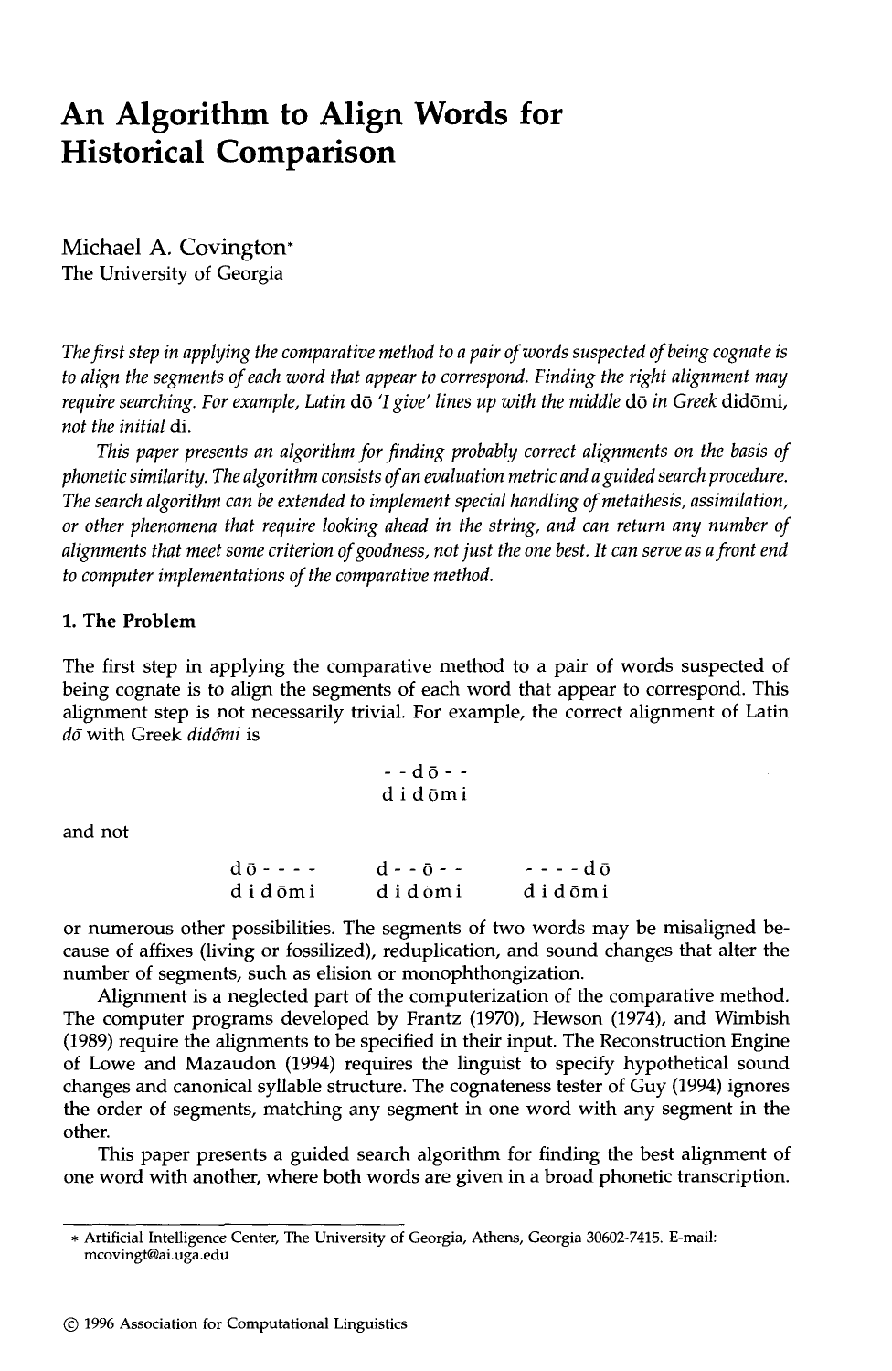# An Algorithm to Align Words for Historical Comparison

Michael A. Covington*
The University of Georgia

*The first step in applying the comparative method to a pair of words suspected of being cognate is to align the segments of each word that appear to correspond. Finding the right alignment may require searching. For example, Latin* dō *'I give' lines up with the middle* dō *in Greek* didōmi, *not the initial* di.

*This paper presents an algorithm for finding probably correct alignments on the basis of phonetic similarity. The algorithm consists of an evaluation metric and a guided search procedure. The search algorithm can be extended to implement special handling of metathesis, assimilation, or other phenomena that require looking ahead in the string, and can return any number of alignments that meet some criterion of goodness, not just the one best. It can serve as a front end to computer implementations of the comparative method.*

## 1. The Problem

The first step in applying the comparative method to a pair of words suspected of being cognate is to align the segments of each word that appear to correspond. This alignment step is not necessarily trivial. For example, the correct alignment of Latin *dō* with Greek *didōmi* is

```
- - d ō - -
d i d ō m i
```

and not

```
d ō - - - -      d - - ō - -      - - - - d ō
d i d ō m i      d i d ō m i      d i d ō m i
```

or numerous other possibilities. The segments of two words may be misaligned because of affixes (living or fossilized), reduplication, and sound changes that alter the number of segments, such as elision or monophthongization.

Alignment is a neglected part of the computerization of the comparative method. The computer programs developed by Frantz (1970), Hewson (1974), and Wimbish (1989) require the alignments to be specified in their input. The Reconstruction Engine of Lowe and Mazaudon (1994) requires the linguist to specify hypothetical sound changes and canonical syllable structure. The cognateness tester of Guy (1994) ignores the order of segments, matching any segment in one word with any segment in the other.

This paper presents a guided search algorithm for finding the best alignment of one word with another, where both words are given in a broad phonetic transcription.

---

* Artificial Intelligence Center, The University of Georgia, Athens, Georgia 30602-7415. E-mail: mcovingt@ai.uga.edu

© 1996 Association for Computational Linguistics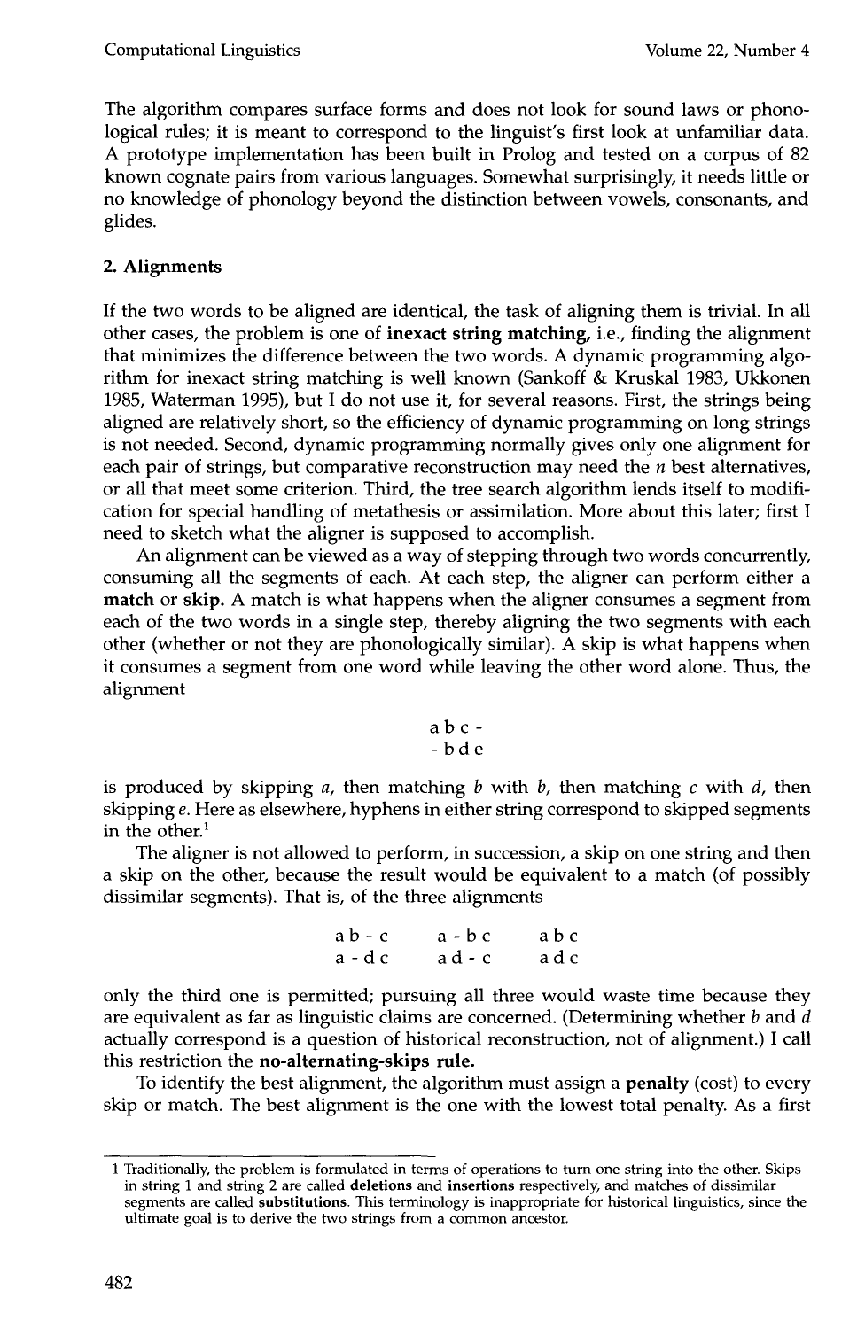The algorithm compares surface forms and does not look for sound laws or phonological rules; it is meant to correspond to the linguist's first look at unfamiliar data. A prototype implementation has been built in Prolog and tested on a corpus of 82 known cognate pairs from various languages. Somewhat surprisingly, it needs little or no knowledge of phonology beyond the distinction between vowels, consonants, and glides.

## 2. Alignments

If the two words to be aligned are identical, the task of aligning them is trivial. In all other cases, the problem is one of **inexact string matching,** i.e., finding the alignment that minimizes the difference between the two words. A dynamic programming algorithm for inexact string matching is well known (Sankoff & Kruskal 1983, Ukkonen 1985, Waterman 1995), but I do not use it, for several reasons. First, the strings being aligned are relatively short, so the efficiency of dynamic programming on long strings is not needed. Second, dynamic programming normally gives only one alignment for each pair of strings, but comparative reconstruction may need the *n* best alternatives, or all that meet some criterion. Third, the tree search algorithm lends itself to modification for special handling of metathesis or assimilation. More about this later; first I need to sketch what the aligner is supposed to accomplish.

An alignment can be viewed as a way of stepping through two words concurrently, consuming all the segments of each. At each step, the aligner can perform either a **match** or **skip.** A match is what happens when the aligner consumes a segment from each of the two words in a single step, thereby aligning the two segments with each other (whether or not they are phonologically similar). A skip is what happens when it consumes a segment from one word while leaving the other word alone. Thus, the alignment

```
a b c -
- b d e
```

is produced by skipping *a*, then matching *b* with *b*, then matching *c* with *d*, then skipping *e*. Here as elsewhere, hyphens in either string correspond to skipped segments in the other.[1]

The aligner is not allowed to perform, in succession, a skip on one string and then a skip on the other, because the result would be equivalent to a match (of possibly dissimilar segments). That is, of the three alignments

```
a b - c     a - b c     a b c
a - d c     a d - c     a d c
```

only the third one is permitted; pursuing all three would waste time because they are equivalent as far as linguistic claims are concerned. (Determining whether *b* and *d* actually correspond is a question of historical reconstruction, not of alignment.) I call this restriction the **no-alternating-skips rule.**

To identify the best alignment, the algorithm must assign a **penalty** (cost) to every skip or match. The best alignment is the one with the lowest total penalty. As a first

---

1 Traditionally, the problem is formulated in terms of operations to turn one string into the other. Skips in string 1 and string 2 are called **deletions** and **insertions** respectively, and matches of dissimilar segments are called **substitutions**. This terminology is inappropriate for historical linguistics, since the ultimate goal is to derive the two strings from a common ancestor.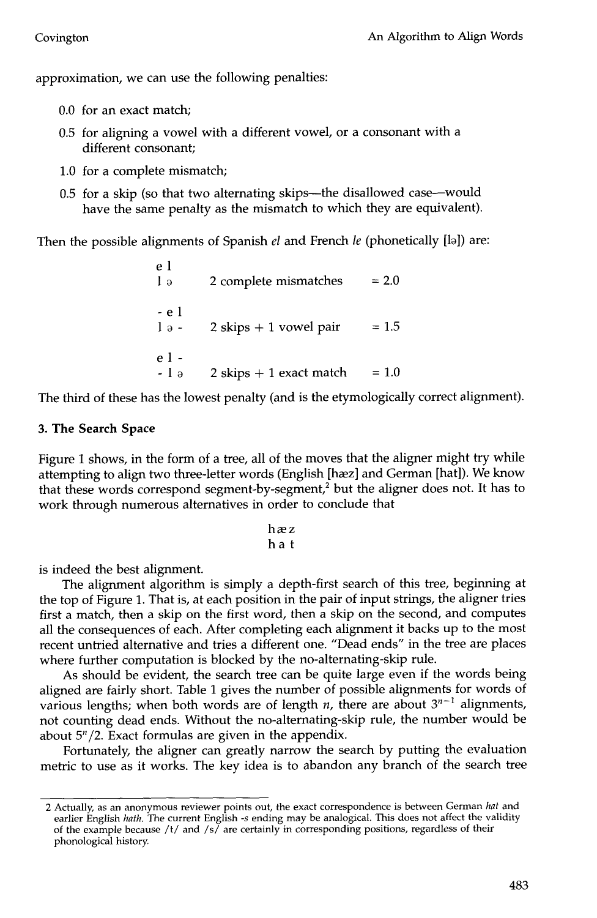approximation, we can use the following penalties:

0.0 for an exact match;

0.5 for aligning a vowel with a different vowel, or a consonant with a different consonant;

1.0 for a complete mismatch;

0.5 for a skip (so that two alternating skips—the disallowed case—would have the same penalty as the mismatch to which they are equivalent).

Then the possible alignments of Spanish *el* and French *le* (phonetically [lə]) are:

```
e l
l ə      2 complete mismatches      = 2.0

- e l
l ə -    2 skips + 1 vowel pair     = 1.5

e l -
- l ə    2 skips + 1 exact match    = 1.0
```

The third of these has the lowest penalty (and is the etymologically correct alignment).

### 3. The Search Space

Figure 1 shows, in the form of a tree, all of the moves that the aligner might try while attempting to align two three-letter words (English [hæz] and German [hat]). We know that these words correspond segment-by-segment,[2] but the aligner does not. It has to work through numerous alternatives in order to conclude that

```
h æ z
h a t
```

is indeed the best alignment.

The alignment algorithm is simply a depth-first search of this tree, beginning at the top of Figure 1. That is, at each position in the pair of input strings, the aligner tries first a match, then a skip on the first word, then a skip on the second, and computes all the consequences of each. After completing each alignment it backs up to the most recent untried alternative and tries a different one. "Dead ends" in the tree are places where further computation is blocked by the no-alternating-skip rule.

As should be evident, the search tree can be quite large even if the words being aligned are fairly short. Table 1 gives the number of possible alignments for words of various lengths; when both words are of length $n$, there are about $3^{n-1}$ alignments, not counting dead ends. Without the no-alternating-skip rule, the number would be about $5^n/2$. Exact formulas are given in the appendix.

Fortunately, the aligner can greatly narrow the search by putting the evaluation metric to use as it works. The key idea is to abandon any branch of the search tree

---

2 Actually, as an anonymous reviewer points out, the exact correspondence is between German *hat* and earlier English *hath*. The current English *-s* ending may be analogical. This does not affect the validity of the example because /t/ and /s/ are certainly in corresponding positions, regardless of their phonological history.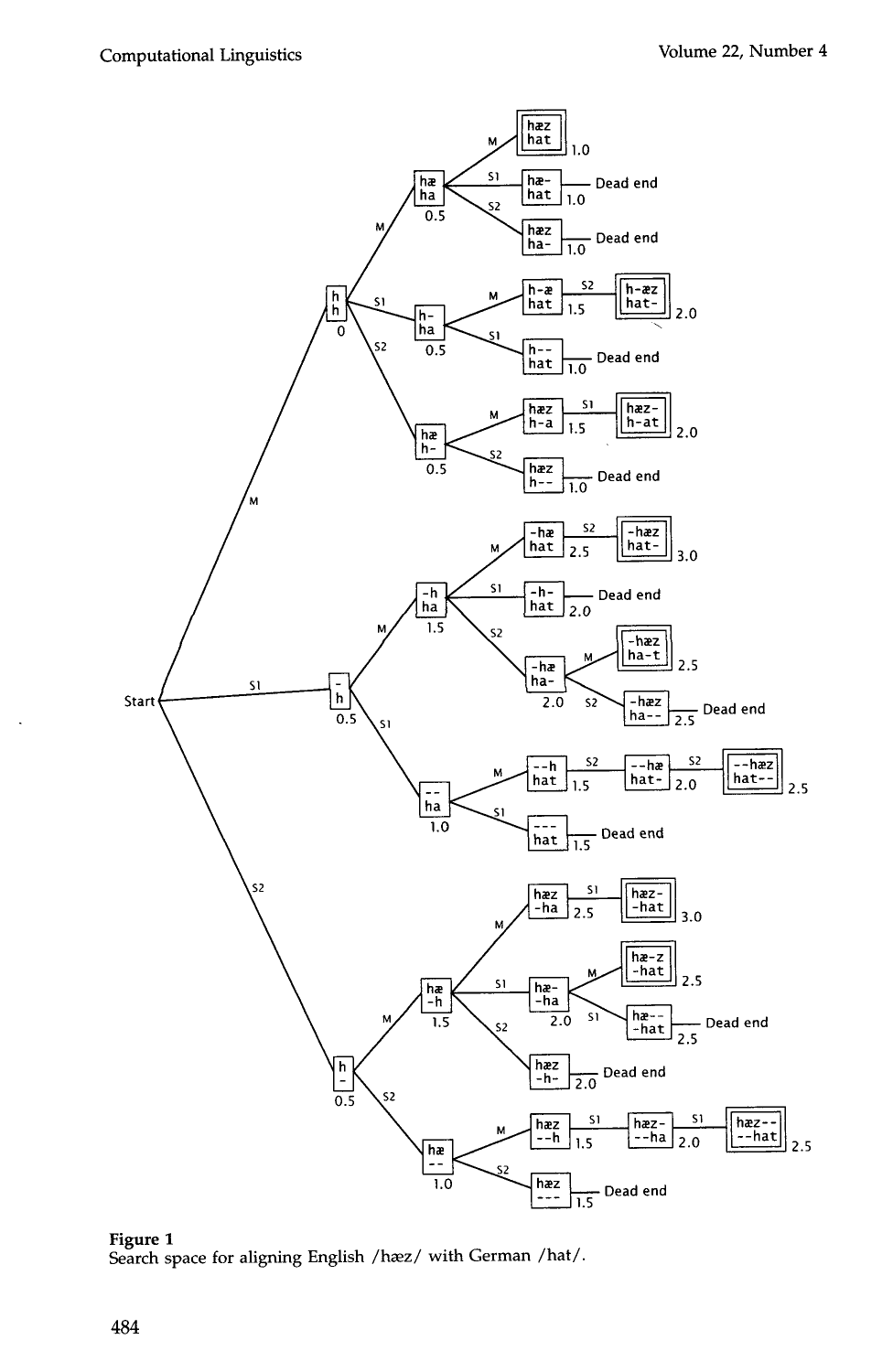**Figure 1**
Search space for aligning English /hæz/ with German /hat/.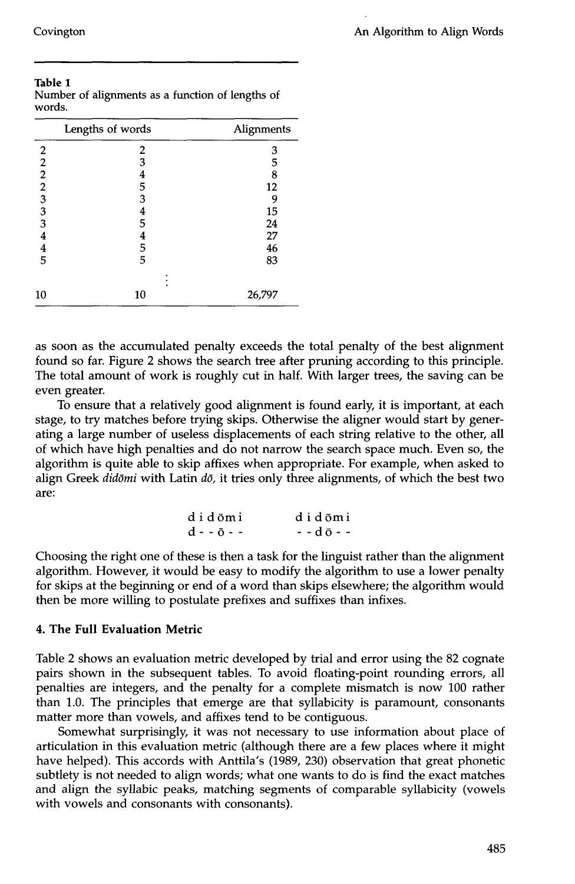**Table 1**
Number of alignments as a function of lengths of words.

| Lengths of words | | Alignments |
|---|---|---|
| 2 | 2 | 3 |
| 2 | 3 | 5 |
| 2 | 4 | 8 |
| 2 | 5 | 12 |
| 3 | 3 | 9 |
| 3 | 4 | 15 |
| 3 | 5 | 24 |
| 4 | 4 | 27 |
| 4 | 5 | 46 |
| 5 | 5 | 83 |
| | ⋮ | |
| 10 | 10 | 26,797 |

as soon as the accumulated penalty exceeds the total penalty of the best alignment found so far. Figure 2 shows the search tree after pruning according to this principle. The total amount of work is roughly cut in half. With larger trees, the saving can be even greater.

To ensure that a relatively good alignment is found early, it is important, at each stage, to try matches before trying skips. Otherwise the aligner would start by generating a large number of useless displacements of each string relative to the other, all of which have high penalties and do not narrow the search space much. Even so, the algorithm is quite able to skip affixes when appropriate. For example, when asked to align Greek *didōmi* with Latin *dō*, it tries only three alignments, of which the best two are:

```
d i d ō m i        d i d ō m i
d - - ō - -        - - d ō - -
```

Choosing the right one of these is then a task for the linguist rather than the alignment algorithm. However, it would be easy to modify the algorithm to use a lower penalty for skips at the beginning or end of a word than skips elsewhere; the algorithm would then be more willing to postulate prefixes and suffixes than infixes.

## 4. The Full Evaluation Metric

Table 2 shows an evaluation metric developed by trial and error using the 82 cognate pairs shown in the subsequent tables. To avoid floating-point rounding errors, all penalties are integers, and the penalty for a complete mismatch is now 100 rather than 1.0. The principles that emerge are that syllabicity is paramount, consonants matter more than vowels, and affixes tend to be contiguous.

Somewhat surprisingly, it was not necessary to use information about place of articulation in this evaluation metric (although there are a few places where it might have helped). This accords with Anttila's (1989, 230) observation that great phonetic subtlety is not needed to align words; what one wants to do is find the exact matches and align the syllabic peaks, matching segments of comparable syllabicity (vowels with vowels and consonants with consonants).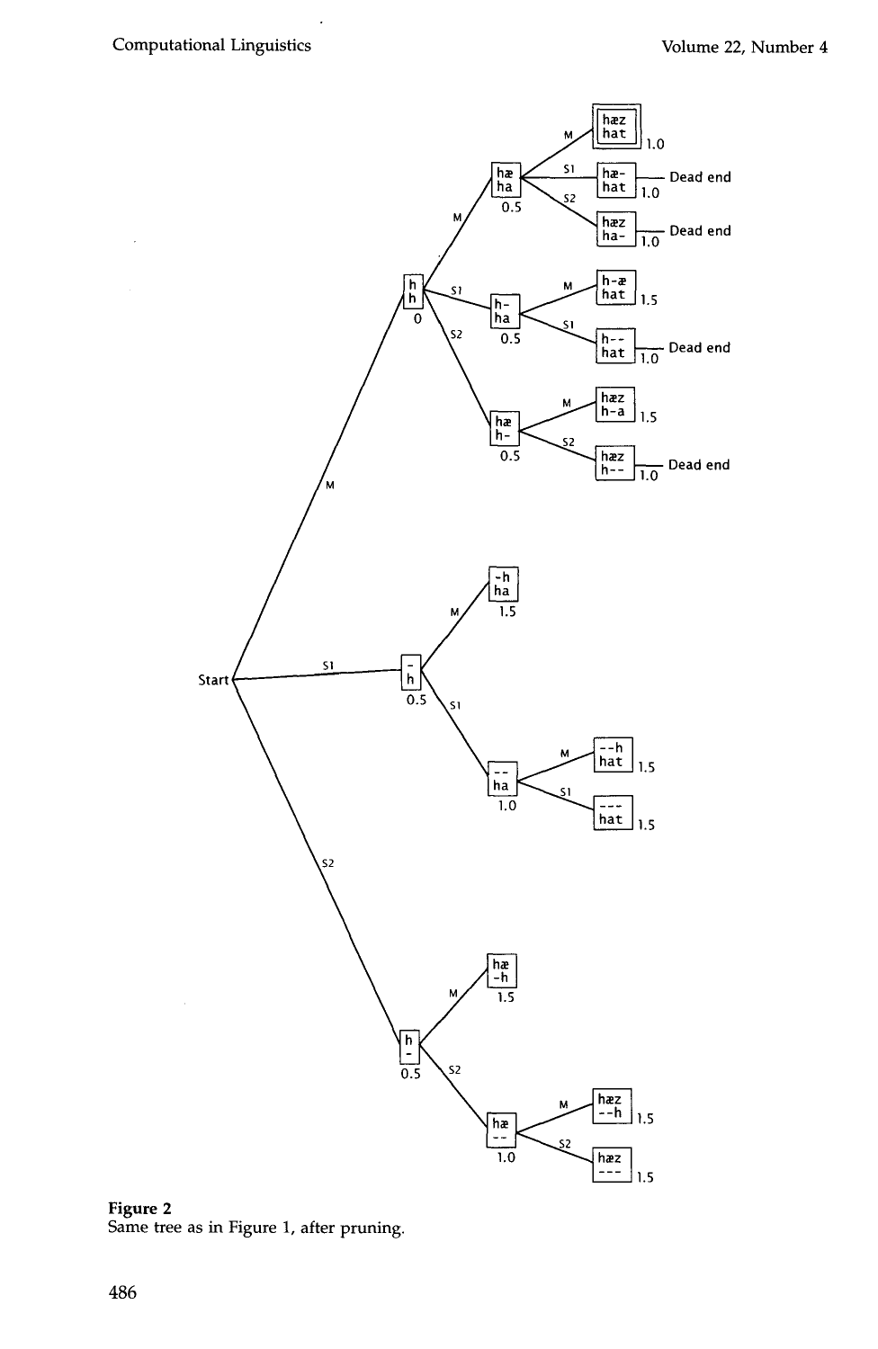**Figure 2**
Same tree as in Figure 1, after pruning.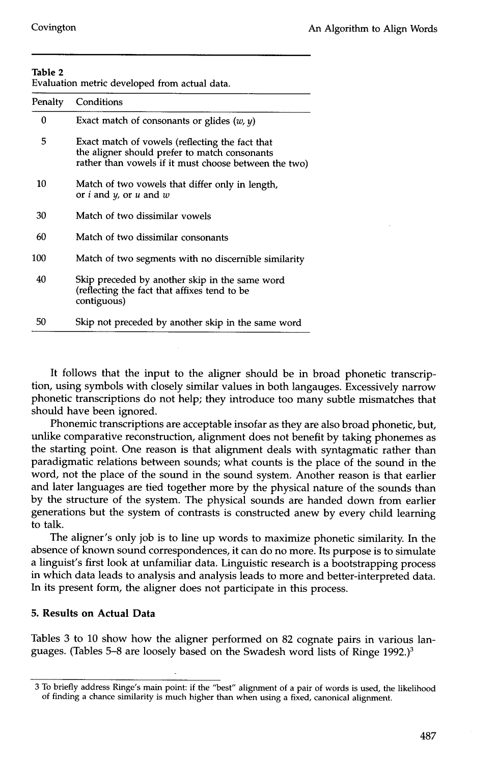**Table 2**
Evaluation metric developed from actual data.

| Penalty | Conditions |
|---|---|
| 0 | Exact match of consonants or glides (*w*, *y*) |
| 5 | Exact match of vowels (reflecting the fact that the aligner should prefer to match consonants rather than vowels if it must choose between the two) |
| 10 | Match of two vowels that differ only in length, or *i* and *y*, or *u* and *w* |
| 30 | Match of two dissimilar vowels |
| 60 | Match of two dissimilar consonants |
| 100 | Match of two segments with no discernible similarity |
| 40 | Skip preceded by another skip in the same word (reflecting the fact that affixes tend to be contiguous) |
| 50 | Skip not preceded by another skip in the same word |

It follows that the input to the aligner should be in broad phonetic transcription, using symbols with closely similar values in both langauges. Excessively narrow phonetic transcriptions do not help; they introduce too many subtle mismatches that should have been ignored.

Phonemic transcriptions are acceptable insofar as they are also broad phonetic, but, unlike comparative reconstruction, alignment does not benefit by taking phonemes as the starting point. One reason is that alignment deals with syntagmatic rather than paradigmatic relations between sounds; what counts is the place of the sound in the word, not the place of the sound in the sound system. Another reason is that earlier and later languages are tied together more by the physical nature of the sounds than by the structure of the system. The physical sounds are handed down from earlier generations but the system of contrasts is constructed anew by every child learning to talk.

The aligner's only job is to line up words to maximize phonetic similarity. In the absence of known sound correspondences, it can do no more. Its purpose is to simulate a linguist's first look at unfamiliar data. Linguistic research is a bootstrapping process in which data leads to analysis and analysis leads to more and better-interpreted data. In its present form, the aligner does not participate in this process.

## 5. Results on Actual Data

Tables 3 to 10 show how the aligner performed on 82 cognate pairs in various languages. (Tables 5–8 are loosely based on the Swadesh word lists of Ringe 1992.)[3]

---

[3] To briefly address Ringe's main point: if the "best" alignment of a pair of words is used, the likelihood of finding a chance similarity is much higher than when using a fixed, canonical alignment.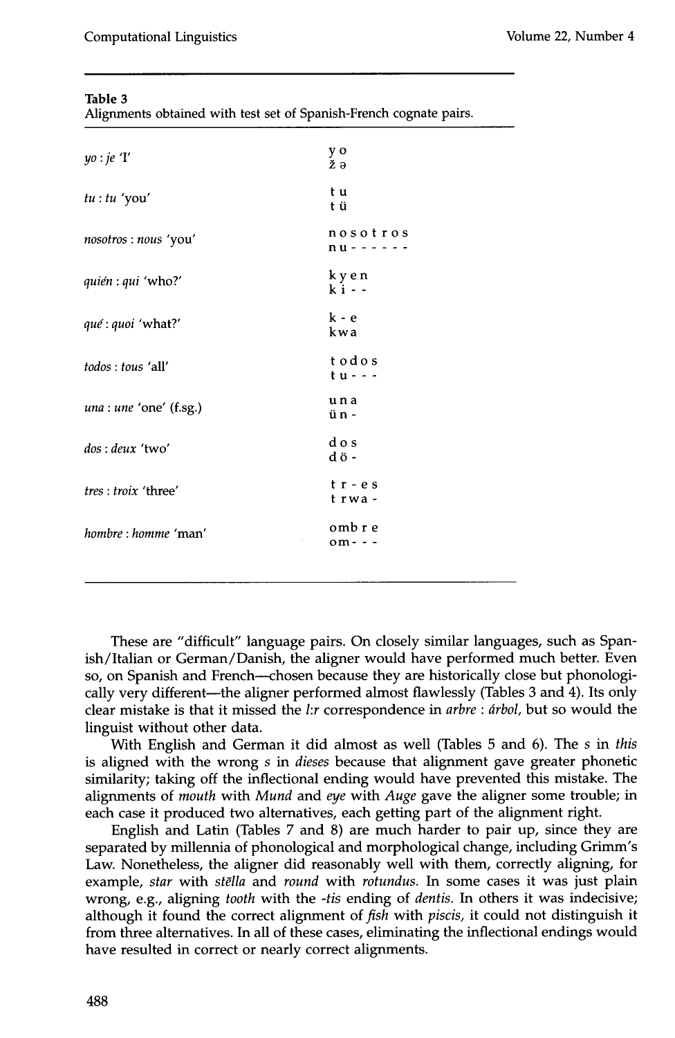**Table 3**
Alignments obtained with test set of Spanish-French cognate pairs.

| | |
|---|---|
| *yo* : *je* 'I' | y o<br>ž ə |
| *tu* : *tu* 'you' | t u<br>t ü |
| *nosotros* : *nous* 'you' | n o s o t r o s<br>n u - - - - - - |
| *quién* : *qui* 'who?' | k y e n<br>k i - - |
| *qué* : *quoi* 'what?' | k - e<br>k w a |
| *todos* : *tous* 'all' | t o d o s<br>t u - - - |
| *una* : *une* 'one' (f.sg.) | u n a<br>ü n - |
| *dos* : *deux* 'two' | d o s<br>d ö - |
| *tres* : *troix* 'three' | t r - e s<br>t r w a - |
| *hombre* : *homme* 'man' | o m b r e<br>o m - - - |

These are "difficult" language pairs. On closely similar languages, such as Spanish/Italian or German/Danish, the aligner would have performed much better. Even so, on Spanish and French—chosen because they are historically close but phonologically very different—the aligner performed almost flawlessly (Tables 3 and 4). Its only clear mistake is that it missed the *l:r* correspondence in *arbre* : *árbol*, but so would the linguist without other data.

With English and German it did almost as well (Tables 5 and 6). The *s* in *this* is aligned with the wrong *s* in *dieses* because that alignment gave greater phonetic similarity; taking off the inflectional ending would have prevented this mistake. The alignments of *mouth* with *Mund* and *eye* with *Auge* gave the aligner some trouble; in each case it produced two alternatives, each getting part of the alignment right.

English and Latin (Tables 7 and 8) are much harder to pair up, since they are separated by millennia of phonological and morphological change, including Grimm's Law. Nonetheless, the aligner did reasonably well with them, correctly aligning, for example, *star* with *stēlla* and *round* with *rotundus*. In some cases it was just plain wrong, e.g., aligning *tooth* with the *-tis* ending of *dentis*. In others it was indecisive; although it found the correct alignment of *fish* with *piscis*, it could not distinguish it from three alternatives. In all of these cases, eliminating the inflectional endings would have resulted in correct or nearly correct alignments.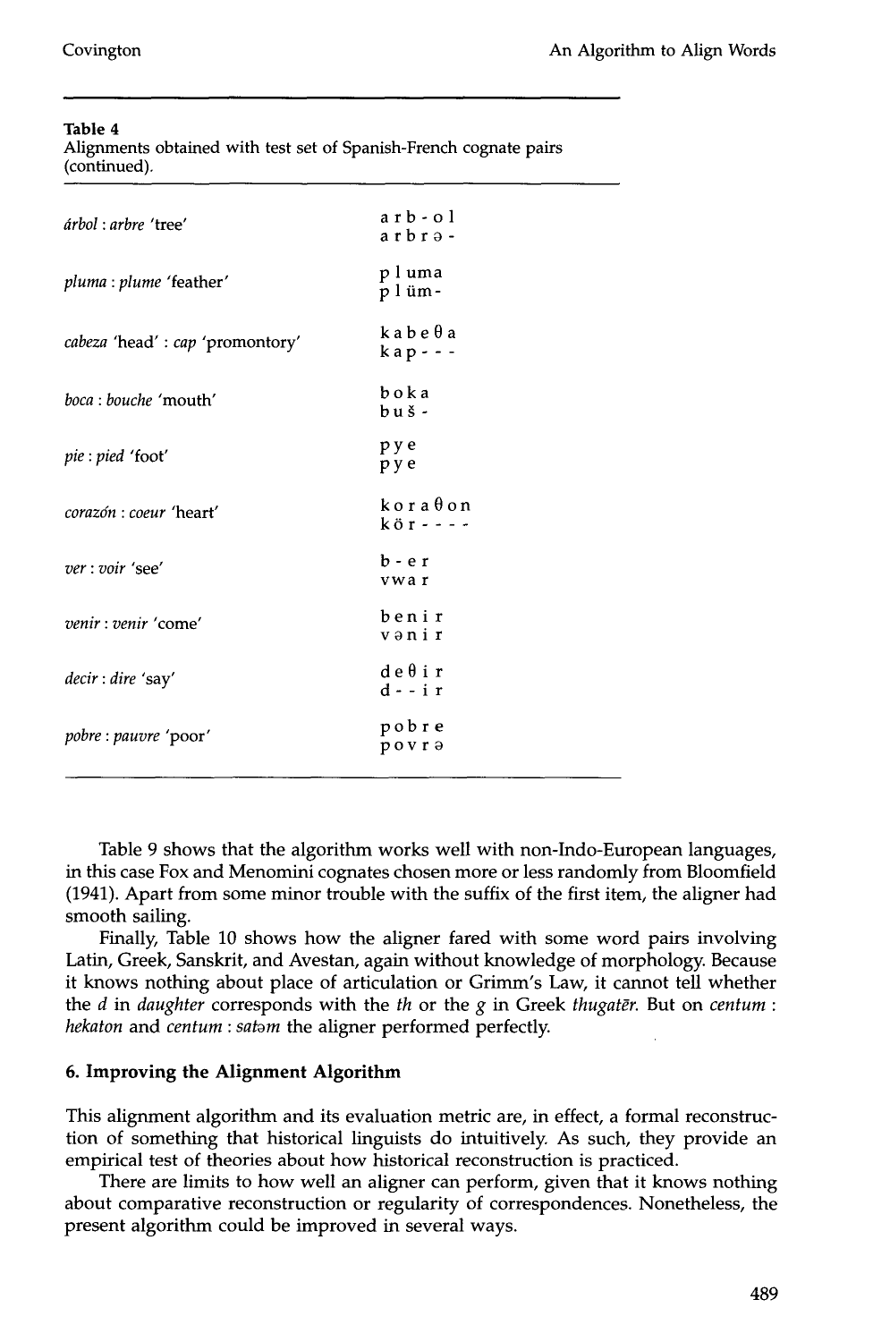**Table 4**
Alignments obtained with test set of Spanish-French cognate pairs (continued).

| | |
|---|---|
| *árbol* : *arbre* 'tree' | a r b - o l<br>a r b r ə - |
| *pluma* : *plume* 'feather' | p l u m a<br>p l ü m - |
| *cabeza* 'head' : *cap* 'promontory' | k a b e θ a<br>k a p - - - |
| *boca* : *bouche* 'mouth' | b o k a<br>b u š - |
| *pie* : *pied* 'foot' | p y e<br>p y e |
| *corazón* : *coeur* 'heart' | k o r a θ o n<br>k ö r - - - - |
| *ver* : *voir* 'see' | b - e r<br>v w a r |
| *venir* : *venir* 'come' | b e n i r<br>v ə n i r |
| *decir* : *dire* 'say' | d e θ i r<br>d - - i r |
| *pobre* : *pauvre* 'poor' | p o b r e<br>p o v r ə |

Table 9 shows that the algorithm works well with non-Indo-European languages, in this case Fox and Menomini cognates chosen more or less randomly from Bloomfield (1941). Apart from some minor trouble with the suffix of the first item, the aligner had smooth sailing.

Finally, Table 10 shows how the aligner fared with some word pairs involving Latin, Greek, Sanskrit, and Avestan, again without knowledge of morphology. Because it knows nothing about place of articulation or Grimm's Law, it cannot tell whether the *d* in *daughter* corresponds with the *th* or the *g* in Greek *thugatēr*. But on *centum* : *hekaton* and *centum* : *satəm* the aligner performed perfectly.

## 6. Improving the Alignment Algorithm

This alignment algorithm and its evaluation metric are, in effect, a formal reconstruction of something that historical linguists do intuitively. As such, they provide an empirical test of theories about how historical reconstruction is practiced.

There are limits to how well an aligner can perform, given that it knows nothing about comparative reconstruction or regularity of correspondences. Nonetheless, the present algorithm could be improved in several ways.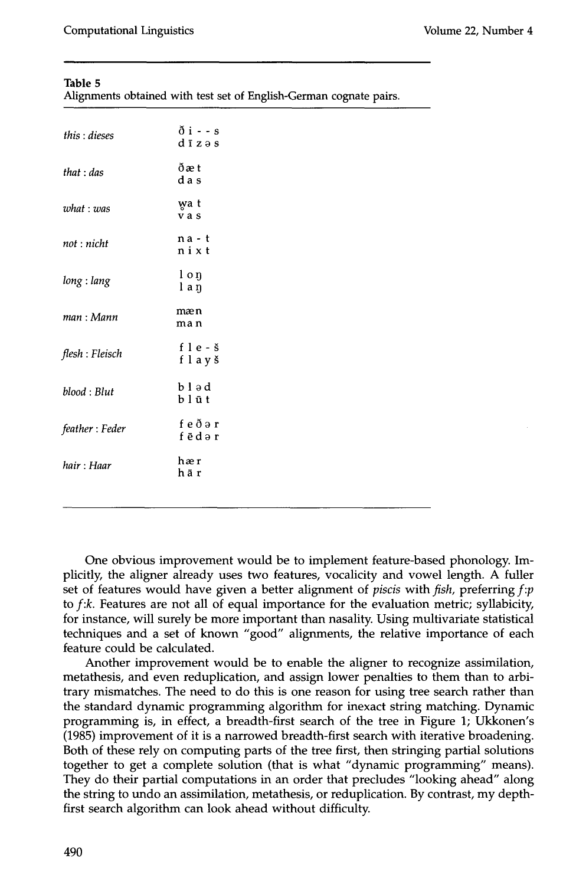**Table 5**
Alignments obtained with test set of English-German cognate pairs.

| | |
|---|---|
| *this* : *dieses* | ð i - - s<br>d ī z ə s |
| *that* : *das* | ð æ t<br>d a s |
| *what* : *was* | w̥a t<br>v a s |
| *not* : *nicht* | n a - t<br>n i x t |
| *long* : *lang* | l o ŋ<br>l a ŋ |
| *man* : *Mann* | m æ n<br>m a n |
| *flesh* : *Fleisch* | f l e - š<br>f l a y š |
| *blood* : *Blut* | b l ə d<br>b l ū t |
| *feather* : *Feder* | f e ð ə r<br>f ē d ə r |
| *hair* : *Haar* | h æ r<br>h ā r |

One obvious improvement would be to implement feature-based phonology. Implicitly, the aligner already uses two features, vocalicity and vowel length. A fuller set of features would have given a better alignment of *piscis* with *fish*, preferring *f:p* to *f:k*. Features are not all of equal importance for the evaluation metric; syllabicity, for instance, will surely be more important than nasality. Using multivariate statistical techniques and a set of known "good" alignments, the relative importance of each feature could be calculated.

Another improvement would be to enable the aligner to recognize assimilation, metathesis, and even reduplication, and assign lower penalties to them than to arbitrary mismatches. The need to do this is one reason for using tree search rather than the standard dynamic programming algorithm for inexact string matching. Dynamic programming is, in effect, a breadth-first search of the tree in Figure 1; Ukkonen's (1985) improvement of it is a narrowed breadth-first search with iterative broadening. Both of these rely on computing parts of the tree first, then stringing partial solutions together to get a complete solution (that is what "dynamic programming" means). They do their partial computations in an order that precludes "looking ahead" along the string to undo an assimilation, metathesis, or reduplication. By contrast, my depth-first search algorithm can look ahead without difficulty.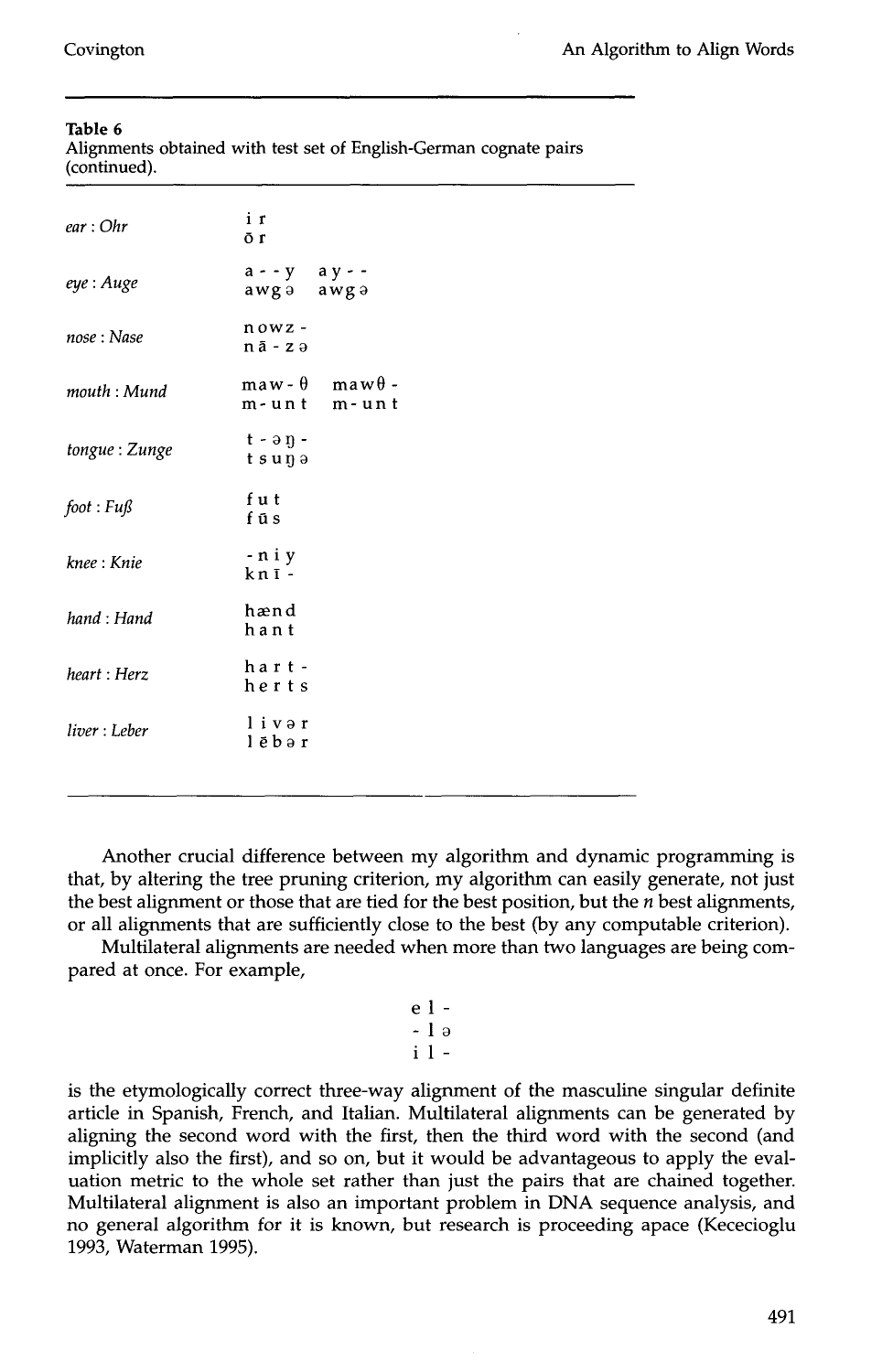**Table 6**
Alignments obtained with test set of English-German cognate pairs (continued).

| | |
|---|---|
| *ear* : *Ohr* | i r<br>ō r |
| *eye* : *Auge* | a - - y &nbsp;&nbsp; a y - -<br>a w g ə &nbsp;&nbsp; a w g ə |
| *nose* : *Nase* | n o w z -<br>n ā - z ə |
| *mouth* : *Mund* | m a w - θ &nbsp;&nbsp; m a w θ -<br>m - u n t &nbsp;&nbsp; m - u n t |
| *tongue* : *Zunge* | t - ə ŋ -<br>t s u ŋ ə |
| *foot* : *Fuß* | f u t<br>f ū s |
| *knee* : *Knie* | - n i y<br>k n ī - |
| *hand* : *Hand* | h æ n d<br>h a n t |
| *heart* : *Herz* | h a r t -<br>h e r t s |
| *liver* : *Leber* | l i v ə r<br>l ē b ə r |

Another crucial difference between my algorithm and dynamic programming is that, by altering the tree pruning criterion, my algorithm can easily generate, not just the best alignment or those that are tied for the best position, but the $n$ best alignments, or all alignments that are sufficiently close to the best (by any computable criterion).

Multilateral alignments are needed when more than two languages are being compared at once. For example,

```
e l -
- l ə
i l -
```

is the etymologically correct three-way alignment of the masculine singular definite article in Spanish, French, and Italian. Multilateral alignments can be generated by aligning the second word with the first, then the third word with the second (and implicitly also the first), and so on, but it would be advantageous to apply the evaluation metric to the whole set rather than just the pairs that are chained together. Multilateral alignment is also an important problem in DNA sequence analysis, and no general algorithm for it is known, but research is proceeding apace (Kececioglu 1993, Waterman 1995).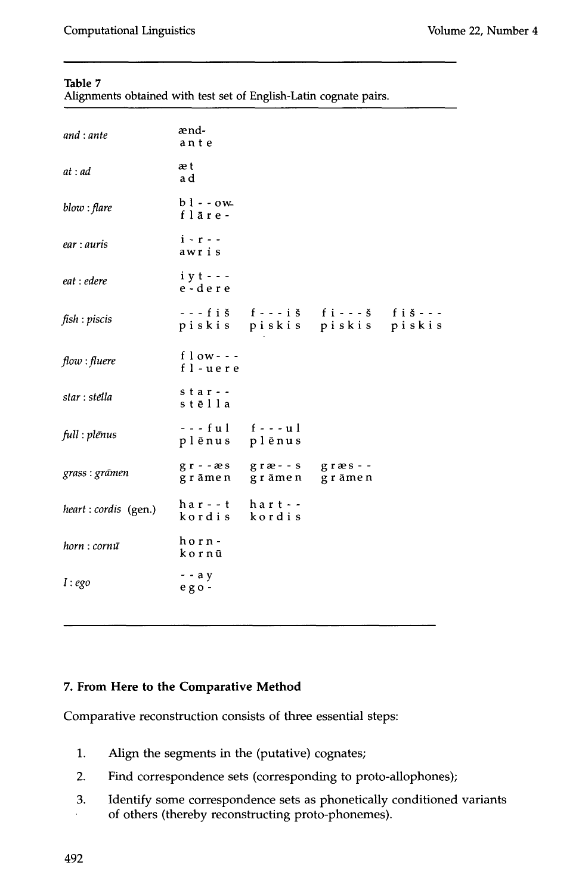**Table 7**
Alignments obtained with test set of English-Latin cognate pairs.

| | | | | |
|---|---|---|---|---|
| *and* : *ante* | æ n d -<br>a n t e | | | |
| *at* : *ad* | æ t<br>a d | | | |
| *blow* : *flare* | b l - - o w<br>f l ā r e - | | | |
| *ear* : *auris* | i - r - -<br>a w r i s | | | |
| *eat* : *edere* | i y t - - -<br>e - d e r e | | | |
| *fish* : *piscis* | - - - f i š<br>p i s k i s | f - - - i š<br>p i s k i s | f i - - - š<br>p i s k i s | f i š - - -<br>p i s k i s |
| *flow* : *fluere* | f l o w - - -<br>f l - u e r e | | | |
| *star* : *stēlla* | s t a r - -<br>s t ē l l a | | | |
| *full* : *plēnus* | - - - f u l<br>p l ē n u s | f - - - u l<br>p l ē n u s | | |
| *grass* : *grāmen* | g r - - æ s<br>g r ā m e n | g r æ - - s<br>g r ā m e n | g r æ s - -<br>g r ā m e n | |
| *heart* : *cordis* (gen.) | h a r - - t<br>k o r d i s | h a r t - -<br>k o r d i s | | |
| *horn* : *cornū* | h o r n -<br>k o r n ū | | | |
| *I* : *ego* | - - a y<br>e g o - | | | |

## 7. From Here to the Comparative Method

Comparative reconstruction consists of three essential steps:

1. Align the segments in the (putative) cognates;
2. Find correspondence sets (corresponding to proto-allophones);
3. Identify some correspondence sets as phonetically conditioned variants of others (thereby reconstructing proto-phonemes).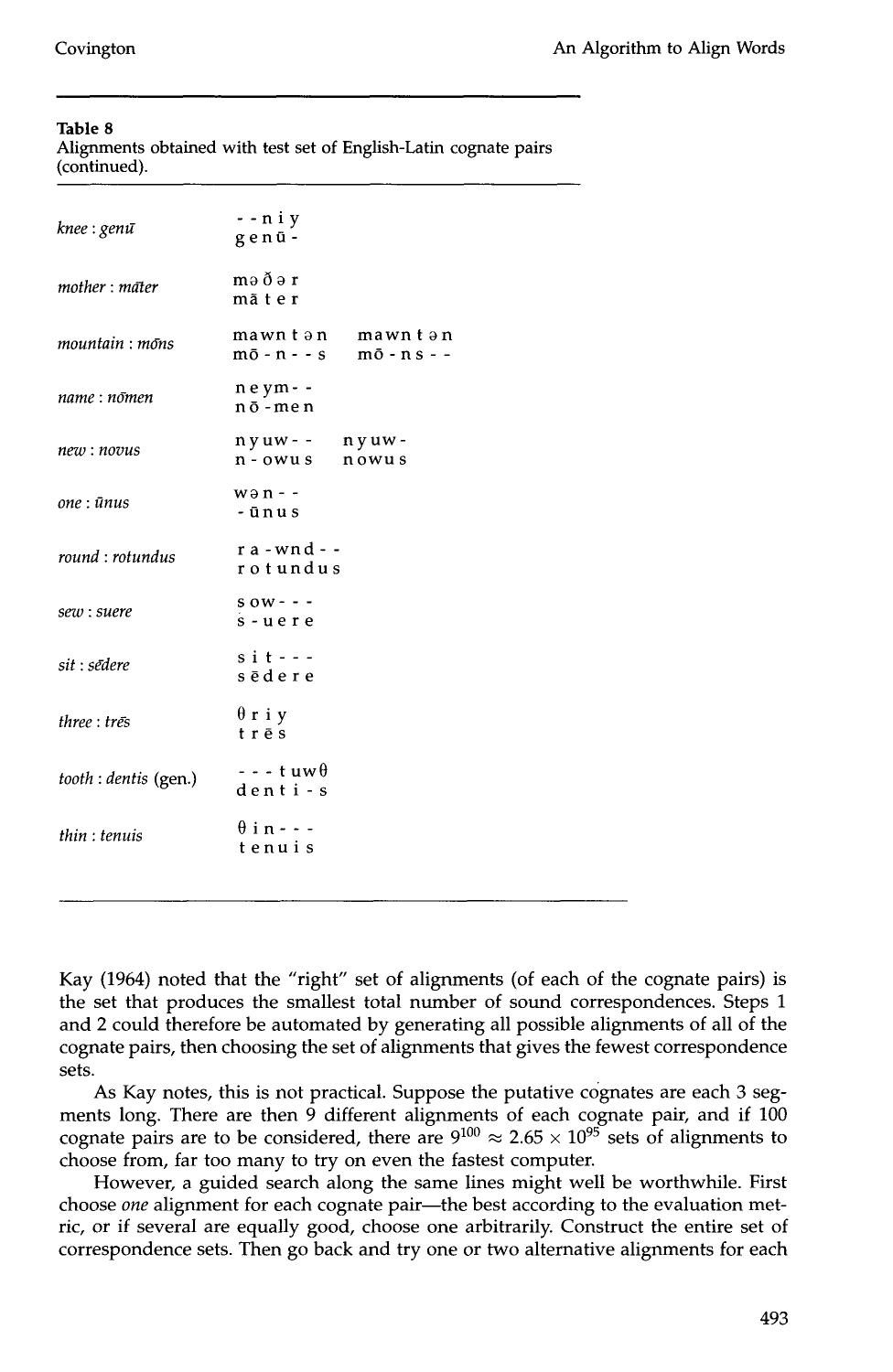**Table 8**
Alignments obtained with test set of English-Latin cognate pairs (continued).

| | | |
|---|---|---|
| *knee* : *genū* | - - n i y<br>g e n ū - | |
| *mother* : *māter* | m ə ð ə r<br>m ā t e r | |
| *mountain* : *mōns* | m a w n t ə n<br>m ō - n - - s | m a w n t ə n<br>m ō - n s - - |
| *name* : *nōmen* | n e y m - -<br>n ō - m e n | |
| *new* : *novus* | n y u w - -<br>n - o w u s | n y u w -<br>n o w u s |
| *one* : *ūnus* | w ə n - -<br>- ū n u s | |
| *round* : *rotundus* | r a - w n d - -<br>r o t u n d u s | |
| *sew* : *suere* | s o w - - -<br>s - u e r e | |
| *sit* : *sēdere* | s i t - - -<br>s ē d e r e | |
| *three* : *trēs* | θ r i y<br>t r ē s | |
| *tooth* : *dentis* (gen.) | - - - t u w θ<br>d e n t i - s | |
| *thin* : *tenuis* | θ i n - - -<br>t e n u i s | |

Kay (1964) noted that the "right" set of alignments (of each of the cognate pairs) is the set that produces the smallest total number of sound correspondences. Steps 1 and 2 could therefore be automated by generating all possible alignments of all of the cognate pairs, then choosing the set of alignments that gives the fewest correspondence sets.

As Kay notes, this is not practical. Suppose the putative cognates are each 3 segments long. There are then 9 different alignments of each cognate pair, and if 100 cognate pairs are to be considered, there are $9^{100} \approx 2.65 \times 10^{95}$ sets of alignments to choose from, far too many to try on even the fastest computer.

However, a guided search along the same lines might well be worthwhile. First choose *one* alignment for each cognate pair—the best according to the evaluation metric, or if several are equally good, choose one arbitrarily. Construct the entire set of correspondence sets. Then go back and try one or two alternative alignments for each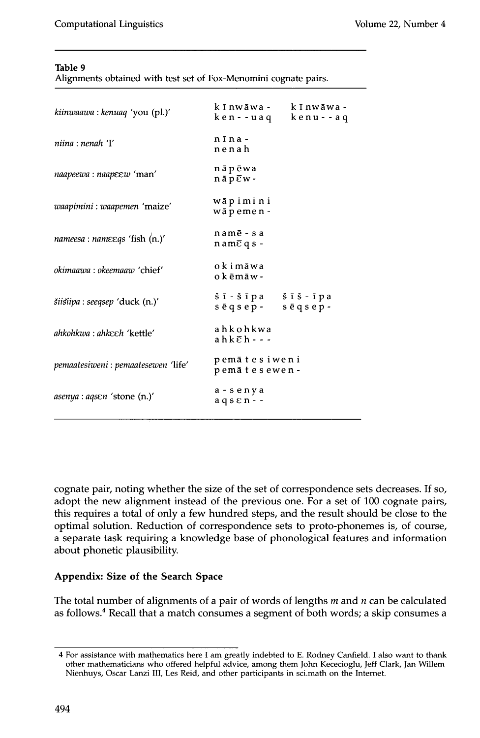**Table 9**
Alignments obtained with test set of Fox-Menomini cognate pairs.

| | | |
|---|---|---|
| *kiinwaawa* : *kenuaq* 'you (pl.)' | k ī nwāwa -<br>ken - - uaq | k ī nwāwa -<br>kenu - - aq |
| *niina* : *nenah* 'I' | n ī na -<br>nenah | |
| *naapeewa* : *naapɛɛw* 'man' | nāpēwa<br>nāpɛ̄w - | |
| *waapimini* : *waapemen* 'maize' | wāpimini<br>wāpemen - | |
| *nameesa* : *namɛɛqs* 'fish (n.)' | namē - sa<br>namɛ̄qs - | |
| *okimaawa* : *okeemaaw* 'chief' | okimāwa<br>okēmāw - | |
| *šiišiipa* : *seeqsep* 'duck (n.)' | š ī - š ī pa<br>sēqsep - | š ī š - ī pa<br>sēqsep - |
| *ahkohkwa* : *ahkɛɛh* 'kettle' | ahkohkwa<br>ahkɛ̄h - - - | |
| *pemaatesiweni* : *pemaatesewen* 'life' | pemātesiweni<br>pemātesewen - | |
| *asenya* : *aqsɛn* 'stone (n.)' | a - senya<br>aqsɛn - - | |

cognate pair, noting whether the size of the set of correspondence sets decreases. If so, adopt the new alignment instead of the previous one. For a set of 100 cognate pairs, this requires a total of only a few hundred steps, and the result should be close to the optimal solution. Reduction of correspondence sets to proto-phonemes is, of course, a separate task requiring a knowledge base of phonological features and information about phonetic plausibility.

## Appendix: Size of the Search Space

The total number of alignments of a pair of words of lengths $m$ and $n$ can be calculated as follows.[4] Recall that a match consumes a segment of both words; a skip consumes a

[4] For assistance with mathematics here I am greatly indebted to E. Rodney Canfield. I also want to thank other mathematicians who offered helpful advice, among them John Kececioglu, Jeff Clark, Jan Willem Nienhuys, Oscar Lanzi III, Les Reid, and other participants in sci.math on the Internet.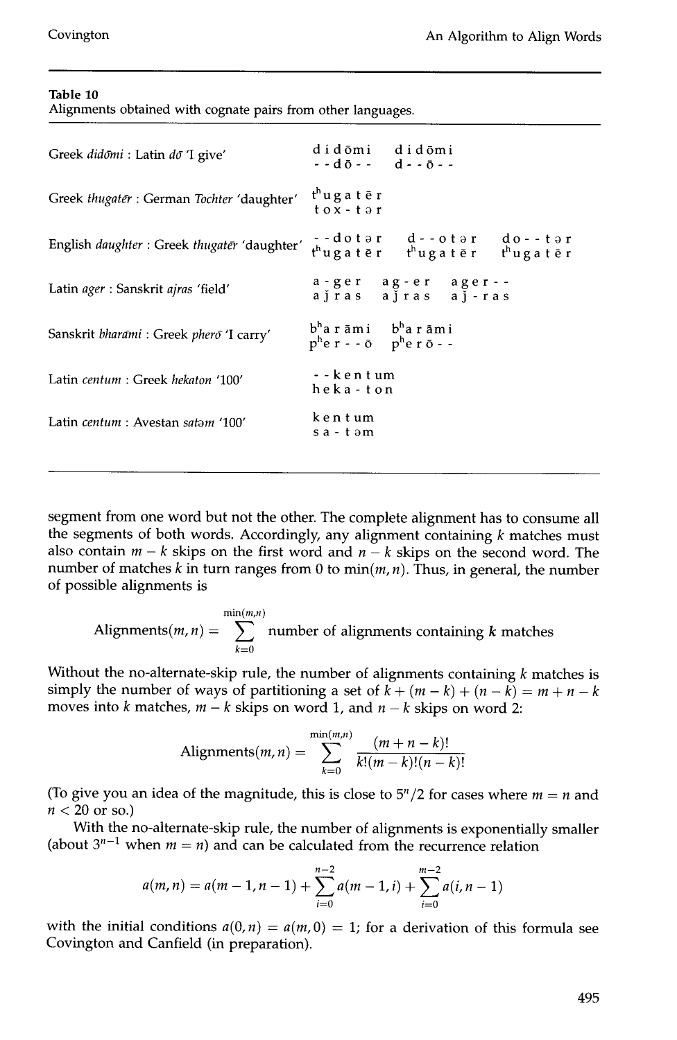**Table 10**
Alignments obtained with cognate pairs from other languages.

| | | | |
|---|---|---|---|
| Greek *didōmi* : Latin *dō* 'I give' | d i d ō m i<br>- - d ō - - | d i d ō m i<br>d - - ō - - | |
| Greek *thugatēr* : German *Tochter* 'daughter' | tʰu g a t ē r<br>t o x - t ə r | | |
| English *daughter* : Greek *thugatēr* 'daughter' | - - d o t ə r<br>tʰu g a t ē r | d - - o t ə r<br>tʰu g a t ē r | d o - - t ə r<br>tʰu g a t ē r |
| Latin *ager* : Sanskrit *ajras* 'field' | a - g e r<br>a j r a s | a g - e r<br>a j r a s | a g e r - -<br>a j - r a s |
| Sanskrit *bharāmi* : Greek *pherō* 'I carry' | bʰa r ā m i<br>pʰe r - - ō | bʰa r ā m i<br>pʰe r ō - - | |
| Latin *centum* : Greek *hekaton* '100' | - - k e n t u m<br>h e k a - t o n | | |
| Latin *centum* : Avestan *satəm* '100' | k e n t u m<br>s a - t ə m | | |

segment from one word but not the other. The complete alignment has to consume all the segments of both words. Accordingly, any alignment containing $k$ matches must also contain $m - k$ skips on the first word and $n - k$ skips on the second word. The number of matches $k$ in turn ranges from 0 to $\min(m, n)$. Thus, in general, the number of possible alignments is

$$\text{Alignments}(m,n) = \sum_{k=0}^{\min(m,n)} \text{number of alignments containing } k \text{ matches}$$

Without the no-alternate-skip rule, the number of alignments containing $k$ matches is simply the number of ways of partitioning a set of $k + (m - k) + (n - k) = m + n - k$ moves into $k$ matches, $m - k$ skips on word 1, and $n - k$ skips on word 2:

$$\text{Alignments}(m,n) = \sum_{k=0}^{\min(m,n)} \frac{(m+n-k)!}{k!(m-k)!(n-k)!}$$

(To give you an idea of the magnitude, this is close to $5^n/2$ for cases where $m = n$ and $n < 20$ or so.)

With the no-alternate-skip rule, the number of alignments is exponentially smaller (about $3^{n-1}$ when $m = n$) and can be calculated from the recurrence relation

$$a(m,n) = a(m-1,n-1) + \sum_{i=0}^{n-2} a(m-1,i) + \sum_{i=0}^{m-2} a(i,n-1)$$

with the initial conditions $a(0, n) = a(m, 0) = 1$; for a derivation of this formula see Covington and Canfield (in preparation).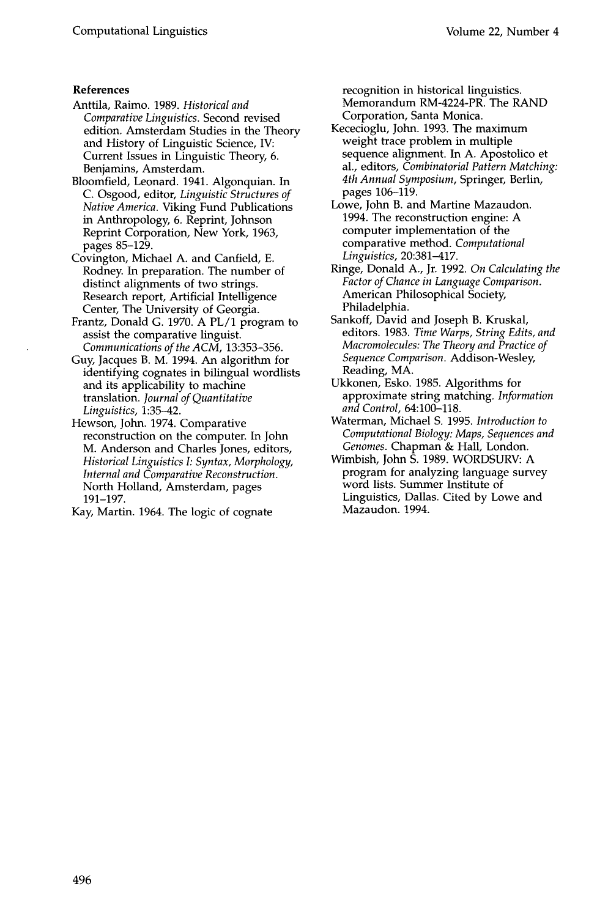### References

Anttila, Raimo. 1989. *Historical and Comparative Linguistics.* Second revised edition. Amsterdam Studies in the Theory and History of Linguistic Science, IV: Current Issues in Linguistic Theory, 6. Benjamins, Amsterdam.

Bloomfield, Leonard. 1941. Algonquian. In C. Osgood, editor, *Linguistic Structures of Native America.* Viking Fund Publications in Anthropology, 6. Reprint, Johnson Reprint Corporation, New York, 1963, pages 85–129.

Covington, Michael A. and Canfield, E. Rodney. In preparation. The number of distinct alignments of two strings. Research report, Artificial Intelligence Center, The University of Georgia.

Frantz, Donald G. 1970. A PL/1 program to assist the comparative linguist. *Communications of the ACM*, 13:353–356.

Guy, Jacques B. M. 1994. An algorithm for identifying cognates in bilingual wordlists and its applicability to machine translation. *Journal of Quantitative Linguistics*, 1:35–42.

Hewson, John. 1974. Comparative reconstruction on the computer. In John M. Anderson and Charles Jones, editors, *Historical Linguistics I: Syntax, Morphology, Internal and Comparative Reconstruction.* North Holland, Amsterdam, pages 191–197.

Kay, Martin. 1964. The logic of cognate recognition in historical linguistics. Memorandum RM-4224-PR. The RAND Corporation, Santa Monica.

Kececioglu, John. 1993. The maximum weight trace problem in multiple sequence alignment. In A. Apostolico et al., editors, *Combinatorial Pattern Matching: 4th Annual Symposium*, Springer, Berlin, pages 106–119.

Lowe, John B. and Martine Mazaudon. 1994. The reconstruction engine: A computer implementation of the comparative method. *Computational Linguistics*, 20:381–417.

Ringe, Donald A., Jr. 1992. *On Calculating the Factor of Chance in Language Comparison.* American Philosophical Society, Philadelphia.

Sankoff, David and Joseph B. Kruskal, editors. 1983. *Time Warps, String Edits, and Macromolecules: The Theory and Practice of Sequence Comparison.* Addison-Wesley, Reading, MA.

Ukkonen, Esko. 1985. Algorithms for approximate string matching. *Information and Control*, 64:100–118.

Waterman, Michael S. 1995. *Introduction to Computational Biology: Maps, Sequences and Genomes.* Chapman & Hall, London.

Wimbish, John S. 1989. WORDSURV: A program for analyzing language survey word lists. Summer Institute of Linguistics, Dallas. Cited by Lowe and Mazaudon. 1994.